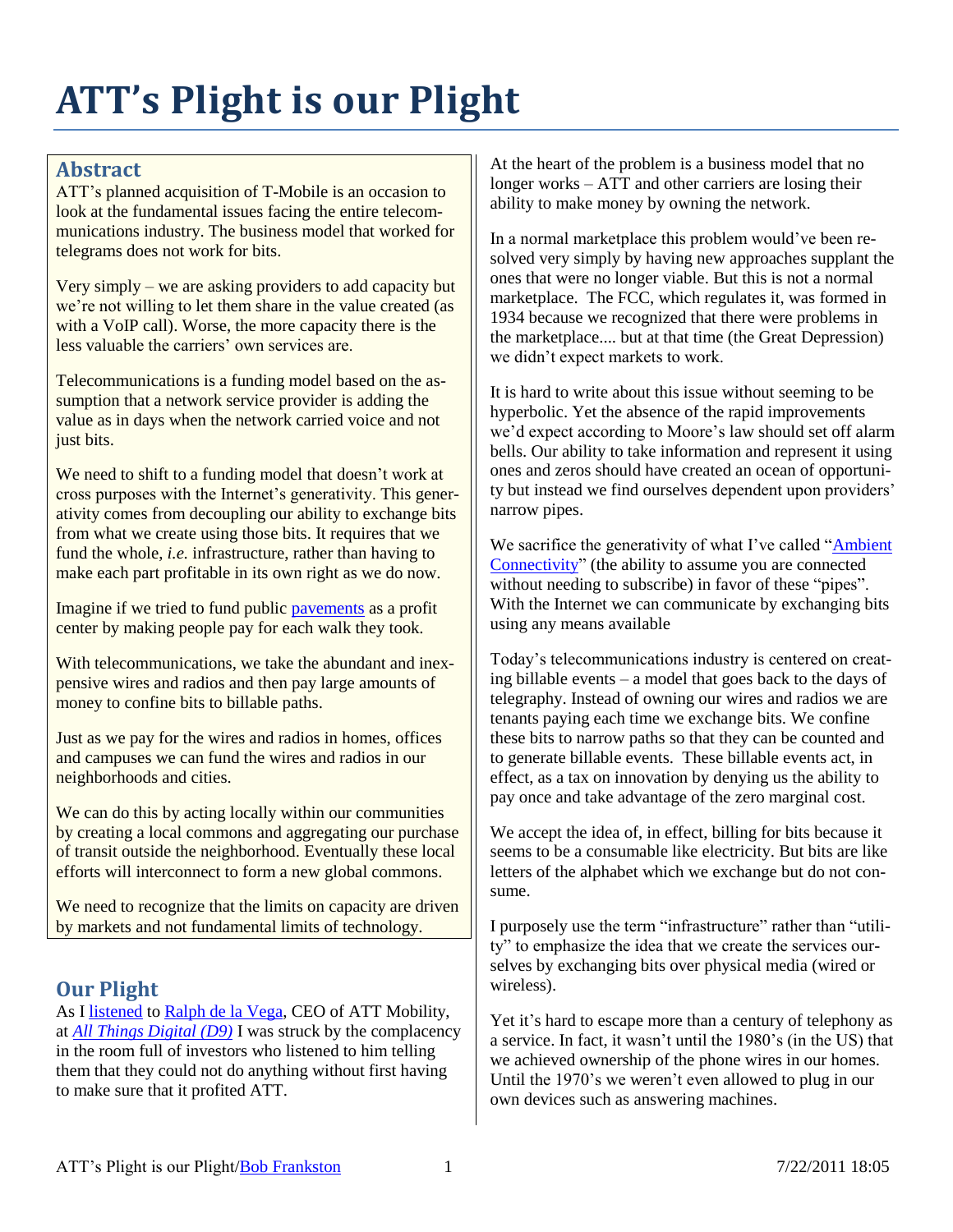# ATT's Plight is our Plight

## Abstract

ATT's planned acquisition of T-Mobile is an occasion to look at the fundamental issues facing the entire telecommunications industry. The business model that worked for telegrams does not work for bits.

Very simply – we are asking providers to add capacity but we're not willing to let them share in the value created (as with a VoIP call). Worse, the more capacity there is the less valuable the carriers' own services are.

Telecommunications is a funding model based on the assumption that a network service provider is adding the value as in days when the network carried voice and not just bits.

We need to shift to a funding model that doesn't work at cross purposes with the Internet's generativity. This generativity comes from decoupling our ability to exchange bits from what we create using those bits. It requires that we fund the whole, *i.e.* infrastructure, rather than having to make each part profitable in its own right as we do now.

Imagine if we tried to fund public pavements as a profit center by making people pay for each walk they took.

With telecommunications, we take the abundant and inexpensive wires and radios and then pay large amounts of money to confine bits to billable paths.

Just as we pay for the wires and radios in homes, offices and campuses we can fund the wires and radios in our neighborhoods and cities.

We can do this by acting locally within our communities by creating a local commons and aggregating our purchase of transit outside the neighborhood. Eventually these local efforts will interconnect to form a new global commons.

We need to recognize that the limits on capacity are driven by markets and not fundamental limits of technology.

## Our Plight

As I listened to Ralph de la Vega, CEO of ATT Mobility, at *All Things Digital (D9)* I was struck by the complacency in the room full of investors who listened to him telling them that they could not do anything without first having to make sure that it profited ATT.

At the heart of the problem is a business model that no longer works – ATT and other carriers are losing their ability to make money by owning the network.

In a normal marketplace this problem would've been resolved very simply by having new approaches supplant the ones that were no longer viable. But this is not a normal marketplace. The FCC, which regulates it, was formed in 1934 because we recognized that there were problems in the marketplace.... but at that time (the Great Depression) we didn't expect markets to work.

It is hard to write about this issue without seeming to be hyperbolic. Yet the absence of the rapid improvements we'd expect according to Moore's law should set off alarm bells. Our ability to take information and represent it using ones and zeros should have created an ocean of opportunity but instead we find ourselves dependent upon providers' narrow pipes.

We sacrifice the generativity of what I've called "Ambient Connectivity" (the ability to assume you are connected without needing to subscribe) in favor of these "pipes". With the Internet we can communicate by exchanging bits using any means available

Today's telecommunications industry is centered on creating billable events – a model that goes back to the days of telegraphy. Instead of owning our wires and radios we are tenants paying each time we exchange bits. We confine these bits to narrow paths so that they can be counted and to generate billable events. These billable events act, in effect, as a tax on innovation by denying us the ability to pay once and take advantage of the zero marginal cost.

We accept the idea of, in effect, billing for bits because it seems to be a consumable like electricity. But bits are like letters of the alphabet which we exchange but do not consume.

I purposely use the term "infrastructure" rather than "utility" to emphasize the idea that we create the services ourselves by exchanging bits over physical media (wired or wireless).

Yet it's hard to escape more than a century of telephony as a service. In fact, it wasn't until the 1980's (in the US) that we achieved ownership of the phone wires in our homes. Until the 1970's we weren't even allowed to plug in our own devices such as answering machines.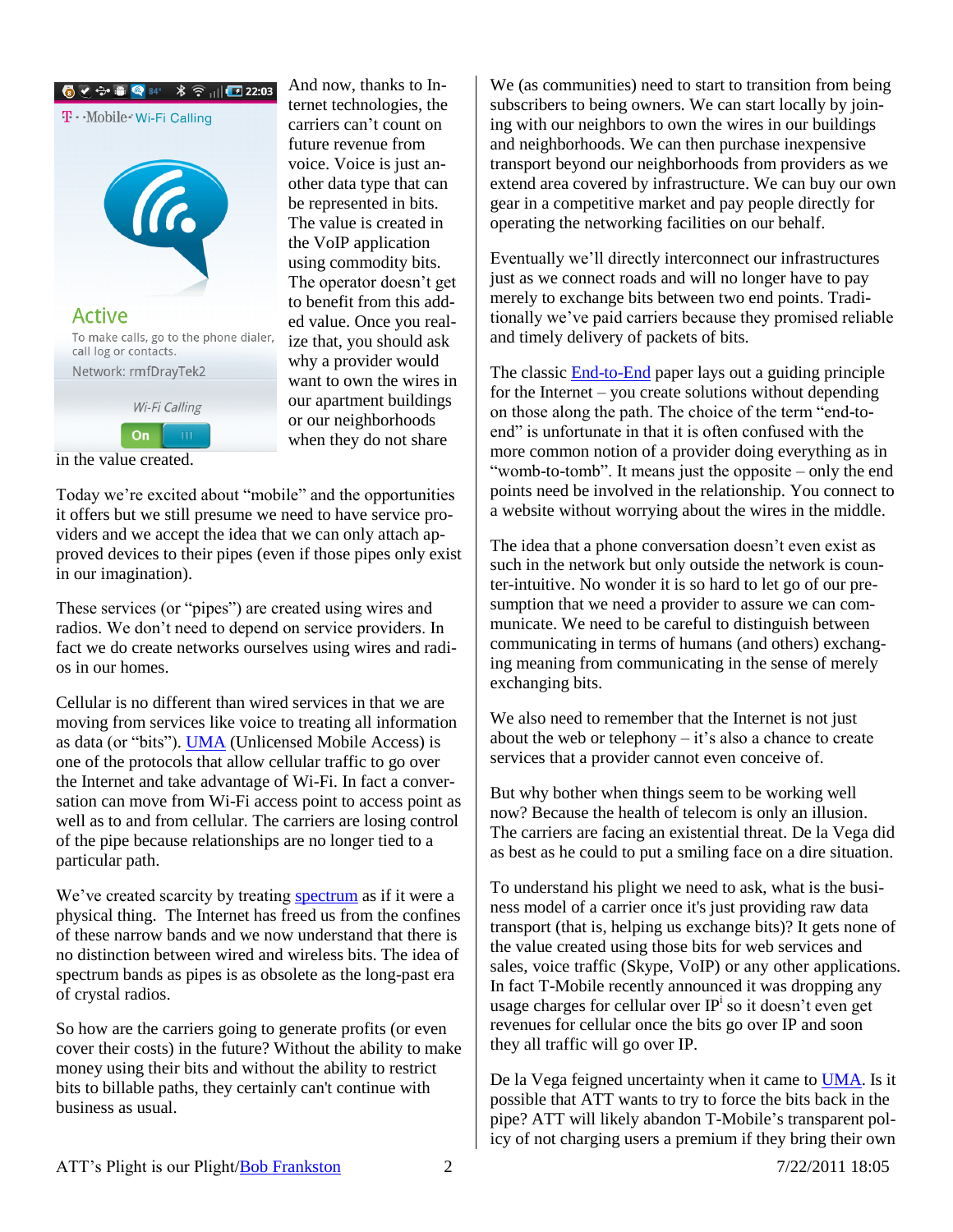And now, thanks to Internet technologies, the carriers can't count on future revenue from voice. Voice is just another data type that can be represented in bits. The value is created in the VoIP application using commodity bits. The operator doesn't get to benefit from this added value. Once you realize that, you should ask why a provider would want to own the wires in our apartment buildings or our neighborhoods when they do not share in the value created.

Today we're excited about "mobile" and the opportunities it offers but we still presume we need to have service providers and we accept the idea that we can only attach approved devices to their pipes (even if those pipes only exist in our imagination).

These services (or "pipes") are created using wires and radios. We don't need to depend on service providers. In fact we do create networks ourselves using wires and radios in our homes.

Cellular is no different than wired services in that we are moving from services like voice to treating all information as data (or "bits"). [UMA](UMA) (Unlicensed Mobile Access) is one of the protocols that allow cellular traffic to go over the Internet and take advantage of Wi-Fi. In fact a conversation can move from Wi-Fi access point to access point as well as to and from cellular. The carriers are losing control of the pipe because relationships are no longer tied to a particular path.

We've created scarcity by treating [spectrum](spectrum) as if it were a physical thing. The Internet has freed us from the confines of these narrow bands and we now understand that there is no distinction between wired and wireless bits. The idea of spectrum bands as pipes is as obsolete as the long-past era of crystal radios.

So how are the carriers going to generate profits (or even cover their costs) in the future? Without the ability to make money using their bits and without the ability to restrict bits to billable paths, they certainly can't continue with business as usual.

We (as communities) need to start to transition from being subscribers to being owners. We can start locally by joining with our neighbors to own the wires in our buildings and neighborhoods. We can then purchase inexpensive transport beyond our neighborhoods from providers as we extend area covered by infrastructure. We can buy our own gear in a competitive market and pay people directly for operating the networking facilities on our behalf.

Eventually we'll directly interconnect our infrastructures just as we connect roads and will no longer have to pay merely to exchange bits between two end points. Traditionally we've paid carriers because they promised reliable and timely delivery of packets of bits.

The classic [End-to-End](End-to-End) paper lays out a guiding principle for the Internet – you create solutions without depending on those along the path. The choice of the term "end-to-end" is unfortunate in that it is often confused with the more common notion of a provider doing everything as in "womb-to-tomb". It means just the opposite – only the end points need be involved in the relationship. You connect to a website without worrying about the wires in the middle.

The idea that a phone conversation doesn't even exist as such in the network but only outside the network is counter-intuitive. No wonder it is so hard to let go of our presumption that we need a provider to assure we can communicate. We need to be careful to distinguish between communicating in terms of humans (and others) exchanging meaning from communicating in the sense of merely exchanging bits.

We also need to remember that the Internet is not just about the web or telephony – it's also a chance to create services that a provider cannot even conceive of.

But why bother when things seem to be working well now? Because the health of telecom is only an illusion. The carriers are facing an existential threat. De la Vega did as best as he could to put a smiling face on a dire situation.

To understand his plight we need to ask, what is the business model of a carrier once it's just providing raw data transport (that is, helping us exchange bits)? It gets none of the value created using those bits for web services and sales, voice traffic (Skype, VoIP) or any other applications. In fact T-Mobile recently announced it was dropping any usage charges for cellular over IP[i] so it doesn't even get revenues for cellular once the bits go over IP and soon they all traffic will go over IP.

De la Vega feigned uncertainty when it came to [UMA](UMA). Is it possible that ATT wants to try to force the bits back in the pipe? ATT will likely abandon T-Mobile's transparent policy of not charging users a premium if they bring their own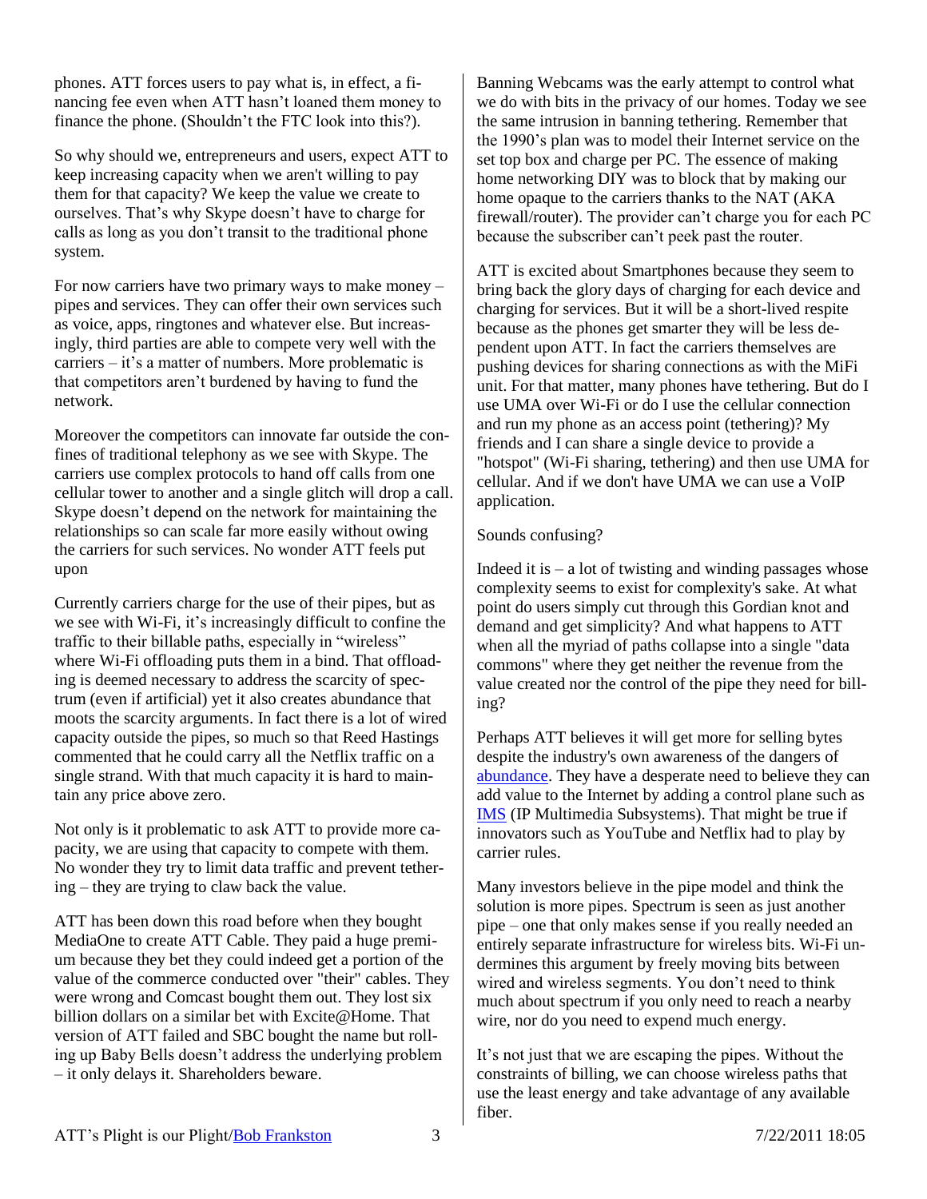phones. ATT forces users to pay what is, in effect, a financing fee even when ATT hasn't loaned them money to finance the phone. (Shouldn't the FTC look into this?).

So why should we, entrepreneurs and users, expect ATT to keep increasing capacity when we aren't willing to pay them for that capacity? We keep the value we create to ourselves. That's why Skype doesn't have to charge for calls as long as you don't transit to the traditional phone system.

For now carriers have two primary ways to make money – pipes and services. They can offer their own services such as voice, apps, ringtones and whatever else. But increasingly, third parties are able to compete very well with the carriers – it's a matter of numbers. More problematic is that competitors aren't burdened by having to fund the network.

Moreover the competitors can innovate far outside the confines of traditional telephony as we see with Skype. The carriers use complex protocols to hand off calls from one cellular tower to another and a single glitch will drop a call. Skype doesn't depend on the network for maintaining the relationships so can scale far more easily without owing the carriers for such services. No wonder ATT feels put upon

Currently carriers charge for the use of their pipes, but as we see with Wi-Fi, it's increasingly difficult to confine the traffic to their billable paths, especially in "wireless" where Wi-Fi offloading puts them in a bind. That offloading is deemed necessary to address the scarcity of spectrum (even if artificial) yet it also creates abundance that moots the scarcity arguments. In fact there is a lot of wired capacity outside the pipes, so much so that Reed Hastings commented that he could carry all the Netflix traffic on a single strand. With that much capacity it is hard to maintain any price above zero.

Not only is it problematic to ask ATT to provide more capacity, we are using that capacity to compete with them. No wonder they try to limit data traffic and prevent tethering – they are trying to claw back the value.

ATT has been down this road before when they bought MediaOne to create ATT Cable. They paid a huge premium because they bet they could indeed get a portion of the value of the commerce conducted over "their" cables. They were wrong and Comcast bought them out. They lost six billion dollars on a similar bet with Excite@Home. That version of ATT failed and SBC bought the name but rolling up Baby Bells doesn't address the underlying problem – it only delays it. Shareholders beware.

Banning Webcams was the early attempt to control what we do with bits in the privacy of our homes. Today we see the same intrusion in banning tethering. Remember that the 1990's plan was to model their Internet service on the set top box and charge per PC. The essence of making home networking DIY was to block that by making our home opaque to the carriers thanks to the NAT (AKA firewall/router). The provider can't charge you for each PC because the subscriber can't peek past the router.

ATT is excited about Smartphones because they seem to bring back the glory days of charging for each device and charging for services. But it will be a short-lived respite because as the phones get smarter they will be less dependent upon ATT. In fact the carriers themselves are pushing devices for sharing connections as with the MiFi unit. For that matter, many phones have tethering. But do I use UMA over Wi-Fi or do I use the cellular connection and run my phone as an access point (tethering)? My friends and I can share a single device to provide a "hotspot" (Wi-Fi sharing, tethering) and then use UMA for cellular. And if we don't have UMA we can use a VoIP application.

Sounds confusing?

Indeed it is – a lot of twisting and winding passages whose complexity seems to exist for complexity's sake. At what point do users simply cut through this Gordian knot and demand and get simplicity? And what happens to ATT when all the myriad of paths collapse into a single "data commons" where they get neither the revenue from the value created nor the control of the pipe they need for billing?

Perhaps ATT believes it will get more for selling bytes despite the industry's own awareness of the dangers of abundance. They have a desperate need to believe they can add value to the Internet by adding a control plane such as IMS (IP Multimedia Subsystems). That might be true if innovators such as YouTube and Netflix had to play by carrier rules.

Many investors believe in the pipe model and think the solution is more pipes. Spectrum is seen as just another pipe – one that only makes sense if you really needed an entirely separate infrastructure for wireless bits. Wi-Fi undermines this argument by freely moving bits between wired and wireless segments. You don't need to think much about spectrum if you only need to reach a nearby wire, nor do you need to expend much energy.

It's not just that we are escaping the pipes. Without the constraints of billing, we can choose wireless paths that use the least energy and take advantage of any available fiber.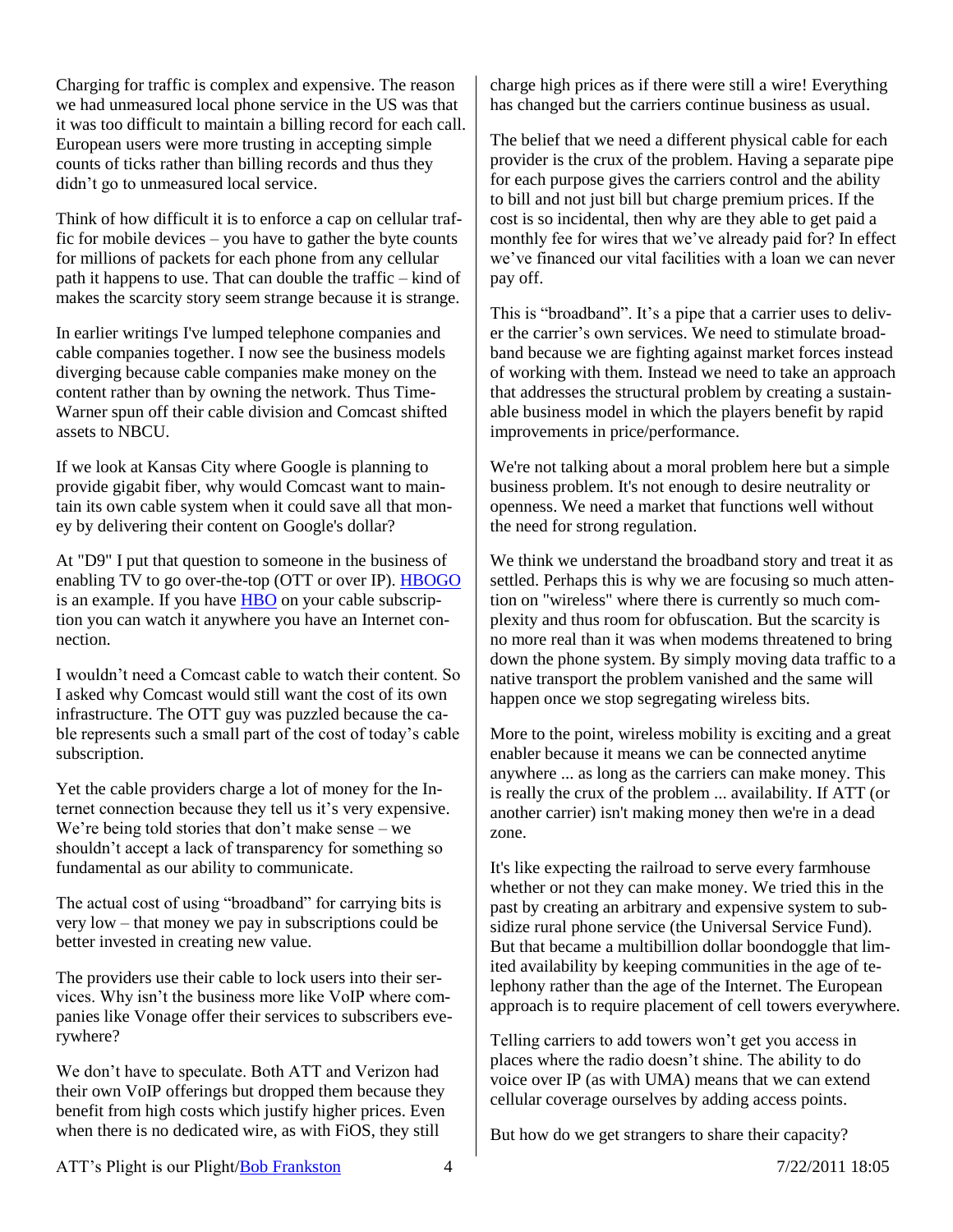Charging for traffic is complex and expensive. The reason we had unmeasured local phone service in the US was that it was too difficult to maintain a billing record for each call. European users were more trusting in accepting simple counts of ticks rather than billing records and thus they didn't go to unmeasured local service.

Think of how difficult it is to enforce a cap on cellular traffic for mobile devices – you have to gather the byte counts for millions of packets for each phone from any cellular path it happens to use. That can double the traffic – kind of makes the scarcity story seem strange because it is strange.

In earlier writings I've lumped telephone companies and cable companies together. I now see the business models diverging because cable companies make money on the content rather than by owning the network. Thus Time-Warner spun off their cable division and Comcast shifted assets to NBCU.

If we look at Kansas City where Google is planning to provide gigabit fiber, why would Comcast want to maintain its own cable system when it could save all that money by delivering their content on Google's dollar?

At "D9" I put that question to someone in the business of enabling TV to go over-the-top (OTT or over IP). [HBOGO](#) is an example. If you have [HBO](#) on your cable subscription you can watch it anywhere you have an Internet connection.

I wouldn't need a Comcast cable to watch their content. So I asked why Comcast would still want the cost of its own infrastructure. The OTT guy was puzzled because the cable represents such a small part of the cost of today's cable subscription.

Yet the cable providers charge a lot of money for the Internet connection because they tell us it's very expensive. We're being told stories that don't make sense – we shouldn't accept a lack of transparency for something so fundamental as our ability to communicate.

The actual cost of using "broadband" for carrying bits is very low – that money we pay in subscriptions could be better invested in creating new value.

The providers use their cable to lock users into their services. Why isn't the business more like VoIP where companies like Vonage offer their services to subscribers everywhere?

We don't have to speculate. Both ATT and Verizon had their own VoIP offerings but dropped them because they benefit from high costs which justify higher prices. Even when there is no dedicated wire, as with FiOS, they still charge high prices as if there were still a wire! Everything has changed but the carriers continue business as usual.

The belief that we need a different physical cable for each provider is the crux of the problem. Having a separate pipe for each purpose gives the carriers control and the ability to bill and not just bill but charge premium prices. If the cost is so incidental, then why are they able to get paid a monthly fee for wires that we've already paid for? In effect we've financed our vital facilities with a loan we can never pay off.

This is "broadband". It's a pipe that a carrier uses to deliver the carrier's own services. We need to stimulate broadband because we are fighting against market forces instead of working with them. Instead we need to take an approach that addresses the structural problem by creating a sustainable business model in which the players benefit by rapid improvements in price/performance.

We're not talking about a moral problem here but a simple business problem. It's not enough to desire neutrality or openness. We need a market that functions well without the need for strong regulation.

We think we understand the broadband story and treat it as settled. Perhaps this is why we are focusing so much attention on "wireless" where there is currently so much complexity and thus room for obfuscation. But the scarcity is no more real than it was when modems threatened to bring down the phone system. By simply moving data traffic to a native transport the problem vanished and the same will happen once we stop segregating wireless bits.

More to the point, wireless mobility is exciting and a great enabler because it means we can be connected anytime anywhere ... as long as the carriers can make money. This is really the crux of the problem ... availability. If ATT (or another carrier) isn't making money then we're in a dead zone.

It's like expecting the railroad to serve every farmhouse whether or not they can make money. We tried this in the past by creating an arbitrary and expensive system to subsidize rural phone service (the Universal Service Fund). But that became a multibillion dollar boondoggle that limited availability by keeping communities in the age of telephony rather than the age of the Internet. The European approach is to require placement of cell towers everywhere.

Telling carriers to add towers won't get you access in places where the radio doesn't shine. The ability to do voice over IP (as with UMA) means that we can extend cellular coverage ourselves by adding access points.

But how do we get strangers to share their capacity?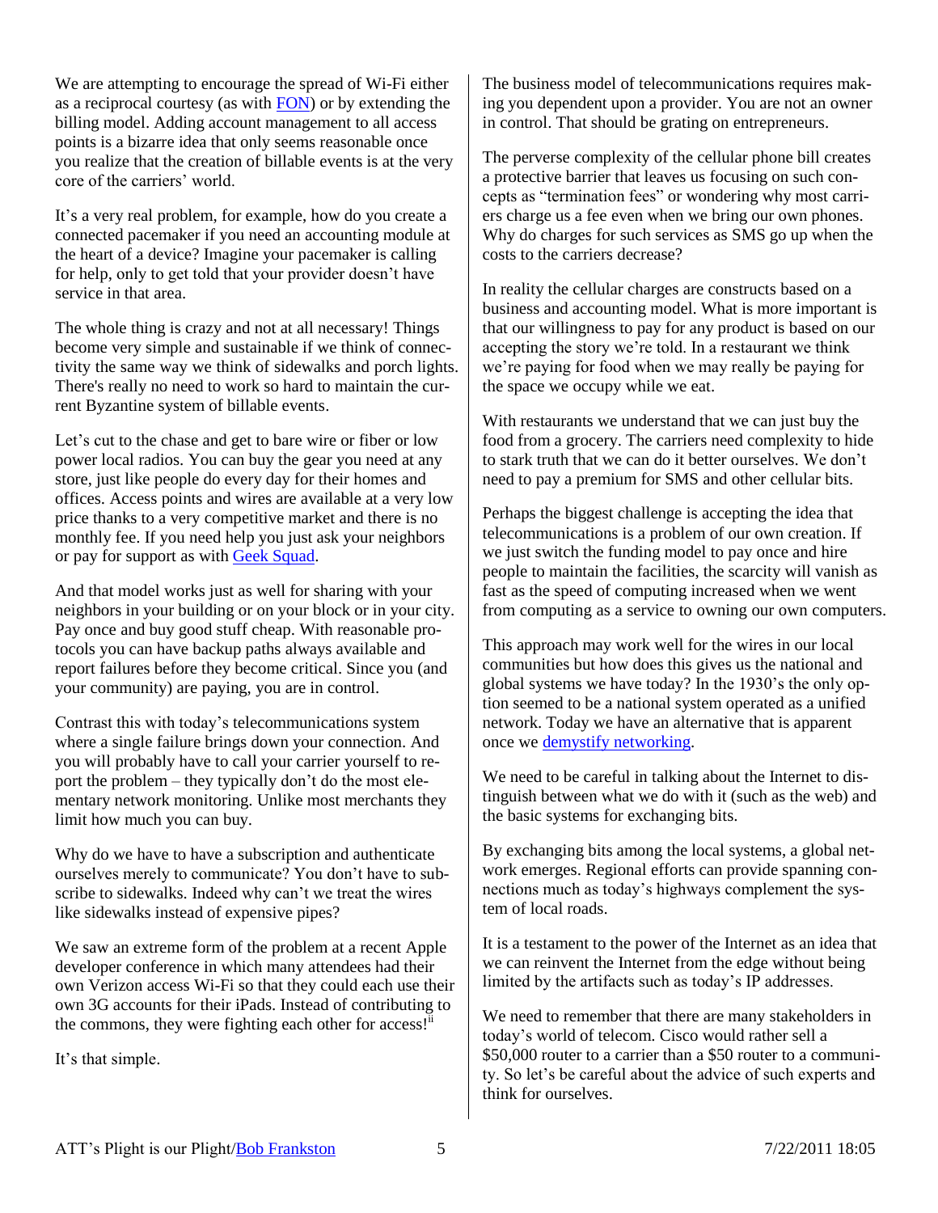We are attempting to encourage the spread of Wi-Fi either as a reciprocal courtesy (as with [FON](#)) or by extending the billing model. Adding account management to all access points is a bizarre idea that only seems reasonable once you realize that the creation of billable events is at the very core of the carriers' world.

It's a very real problem, for example, how do you create a connected pacemaker if you need an accounting module at the heart of a device? Imagine your pacemaker is calling for help, only to get told that your provider doesn't have service in that area.

The whole thing is crazy and not at all necessary! Things become very simple and sustainable if we think of connectivity the same way we think of sidewalks and porch lights. There's really no need to work so hard to maintain the current Byzantine system of billable events.

Let's cut to the chase and get to bare wire or fiber or low power local radios. You can buy the gear you need at any store, just like people do every day for their homes and offices. Access points and wires are available at a very low price thanks to a very competitive market and there is no monthly fee. If you need help you just ask your neighbors or pay for support as with [Geek Squad](#).

And that model works just as well for sharing with your neighbors in your building or on your block or in your city. Pay once and buy good stuff cheap. With reasonable protocols you can have backup paths always available and report failures before they become critical. Since you (and your community) are paying, you are in control.

Contrast this with today's telecommunications system where a single failure brings down your connection. And you will probably have to call your carrier yourself to report the problem – they typically don't do the most elementary network monitoring. Unlike most merchants they limit how much you can buy.

Why do we have to have a subscription and authenticate ourselves merely to communicate? You don't have to subscribe to sidewalks. Indeed why can't we treat the wires like sidewalks instead of expensive pipes?

We saw an extreme form of the problem at a recent Apple developer conference in which many attendees had their own Verizon access Wi-Fi so that they could each use their own 3G accounts for their iPads. Instead of contributing to the commons, they were fighting each other for access![ii]

It's that simple.

The business model of telecommunications requires making you dependent upon a provider. You are not an owner in control. That should be grating on entrepreneurs.

The perverse complexity of the cellular phone bill creates a protective barrier that leaves us focusing on such concepts as "termination fees" or wondering why most carriers charge us a fee even when we bring our own phones. Why do charges for such services as SMS go up when the costs to the carriers decrease?

In reality the cellular charges are constructs based on a business and accounting model. What is more important is that our willingness to pay for any product is based on our accepting the story we're told. In a restaurant we think we're paying for food when we may really be paying for the space we occupy while we eat.

With restaurants we understand that we can just buy the food from a grocery. The carriers need complexity to hide to stark truth that we can do it better ourselves. We don't need to pay a premium for SMS and other cellular bits.

Perhaps the biggest challenge is accepting the idea that telecommunications is a problem of our own creation. If we just switch the funding model to pay once and hire people to maintain the facilities, the scarcity will vanish as fast as the speed of computing increased when we went from computing as a service to owning our own computers.

This approach may work well for the wires in our local communities but how does this gives us the national and global systems we have today? In the 1930's the only option seemed to be a national system operated as a unified network. Today we have an alternative that is apparent once we [demystify networking](#).

We need to be careful in talking about the Internet to distinguish between what we do with it (such as the web) and the basic systems for exchanging bits.

By exchanging bits among the local systems, a global network emerges. Regional efforts can provide spanning connections much as today's highways complement the system of local roads.

It is a testament to the power of the Internet as an idea that we can reinvent the Internet from the edge without being limited by the artifacts such as today's IP addresses.

We need to remember that there are many stakeholders in today's world of telecom. Cisco would rather sell a $50,000 router to a carrier than a $50 router to a community. So let's be careful about the advice of such experts and think for ourselves.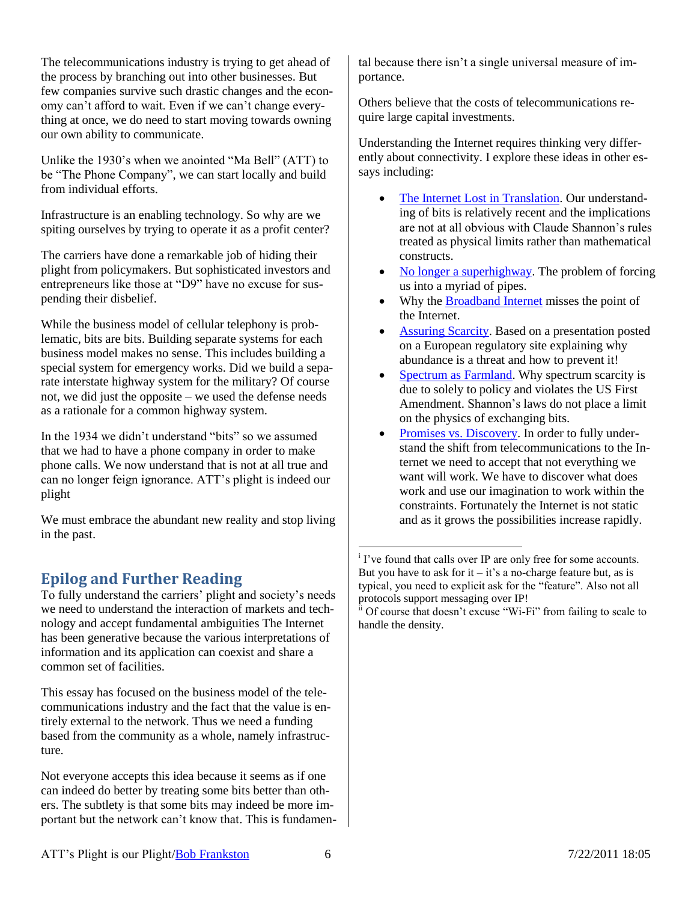The telecommunications industry is trying to get ahead of the process by branching out into other businesses. But few companies survive such drastic changes and the economy can't afford to wait. Even if we can't change everything at once, we do need to start moving towards owning our own ability to communicate.

Unlike the 1930's when we anointed "Ma Bell" (ATT) to be "The Phone Company", we can start locally and build from individual efforts.

Infrastructure is an enabling technology. So why are we spiting ourselves by trying to operate it as a profit center?

The carriers have done a remarkable job of hiding their plight from policymakers. But sophisticated investors and entrepreneurs like those at "D9" have no excuse for suspending their disbelief.

While the business model of cellular telephony is problematic, bits are bits. Building separate systems for each business model makes no sense. This includes building a special system for emergency works. Did we build a separate interstate highway system for the military? Of course not, we did just the opposite – we used the defense needs as a rationale for a common highway system.

In the 1934 we didn't understand "bits" so we assumed that we had to have a phone company in order to make phone calls. We now understand that is not at all true and can no longer feign ignorance. ATT's plight is indeed our plight

We must embrace the abundant new reality and stop living in the past.

## Epilog and Further Reading

To fully understand the carriers' plight and society's needs we need to understand the interaction of markets and technology and accept fundamental ambiguities The Internet has been generative because the various interpretations of information and its application can coexist and share a common set of facilities.

This essay has focused on the business model of the telecommunications industry and the fact that the value is entirely external to the network. Thus we need a funding based from the community as a whole, namely infrastructure.

Not everyone accepts this idea because it seems as if one can indeed do better by treating some bits better than others. The subtlety is that some bits may indeed be more important but the network can't know that. This is fundamental because there isn't a single universal measure of importance.

Others believe that the costs of telecommunications require large capital investments.

Understanding the Internet requires thinking very differently about connectivity. I explore these ideas in other essays including:

- The Internet Lost in Translation. Our understanding of bits is relatively recent and the implications are not at all obvious with Claude Shannon's rules treated as physical limits rather than mathematical constructs.
- No longer a superhighway. The problem of forcing us into a myriad of pipes.
- Why the Broadband Internet misses the point of the Internet.
- Assuring Scarcity. Based on a presentation posted on a European regulatory site explaining why abundance is a threat and how to prevent it!
- Spectrum as Farmland. Why spectrum scarcity is due to solely to policy and violates the US First Amendment. Shannon's laws do not place a limit on the physics of exchanging bits.
- Promises vs. Discovery. In order to fully understand the shift from telecommunications to the Internet we need to accept that not everything we want will work. We have to discover what does work and use our imagination to work within the constraints. Fortunately the Internet is not static and as it grows the possibilities increase rapidly.

---

[i] I've found that calls over IP are only free for some accounts. But you have to ask for it – it's a no-charge feature but, as is typical, you need to explicit ask for the "feature". Also not all protocols support messaging over IP!

[ii] Of course that doesn't excuse "Wi-Fi" from failing to scale to handle the density.